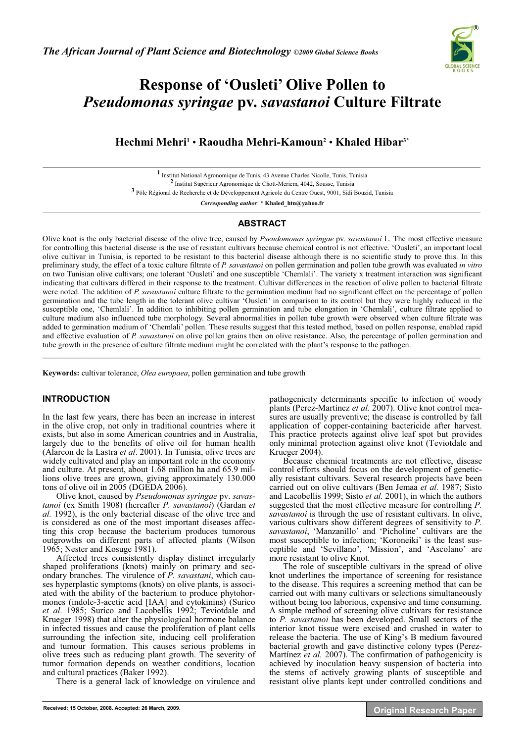# Response of 'Ousleti' Olive Pollen to *Pseudomonas syringae* pv. *savastanoi* Culture Filtrate

**Hechmi Mehri[1] • Raoudha Mehri-Kamoun[2] • Khaled Hibar[3*]**

[1] Institut National Agronomique de Tunis, 43 Avenue Charles Nicolle, Tunis, Tunisia
[2] Institut Supérieur Agronomique de Chott-Meriem, 4042, Sousse, Tunisia
[3] Pôle Régional de Recherche et de Développement Agricole du Centre Ouest, 9001, Sidi Bouzid, Tunisia

*Corresponding author*: **\* Khaled_htn@yahoo.fr**

## ABSTRACT

Olive knot is the only bacterial disease of the olive tree, caused by *Pseudomonas syringae* pv. *savastanoi* L. The most effective measure for controlling this bacterial disease is the use of resistant cultivars because chemical control is not effective. 'Ousleti', an important local olive cultivar in Tunisia, is reported to be resistant to this bacterial disease although there is no scientific study to prove this. In this preliminary study, the effect of a toxic culture filtrate of *P. savastanoi* on pollen germination and pollen tube growth was evaluated *in vitro* on two Tunisian olive cultivars; one tolerant 'Ousleti' and one susceptible 'Chemlali'. The variety x treatment interaction was significant indicating that cultivars differed in their response to the treatment. Cultivar differences in the reaction of olive pollen to bacterial filtrate were noted. The addition of *P. savastanoi* culture filtrate to the germination medium had no significant effect on the percentage of pollen germination and the tube length in the tolerant olive cultivar 'Ousleti' in comparison to its control but they were highly reduced in the susceptible one, 'Chemlali'. In addition to inhibiting pollen germination and tube elongation in 'Chemlali', culture filtrate applied to culture medium also influenced tube morphology. Several abnormalities in pollen tube growth were observed when culture filtrate was added to germination medium of 'Chemlali' pollen. These results suggest that this tested method, based on pollen response, enabled rapid and effective evaluation of *P. savastanoi* on olive pollen grains then on olive resistance. Also, the percentage of pollen germination and tube growth in the presence of culture filtrate medium might be correlated with the plant's response to the pathogen.

**Keywords:** cultivar tolerance, *Olea europaea*, pollen germination and tube growth

## INTRODUCTION

In the last few years, there has been an increase in interest in the olive crop, not only in traditional countries where it exists, but also in some American countries and in Australia, largely due to the benefits of olive oil for human health (Alarcon de la Lastra *et al*. 2001). In Tunisia, olive trees are widely cultivated and play an important role in the economy and culture. At present, about 1.68 million ha and 65.9 millions olive trees are grown, giving approximately 130.000 tons of olive oil in 2005 (DGEDA 2006).

Olive knot, caused by *Pseudomonas syringae* pv. *savastanoi* (ex Smith 1908) (hereafter *P. savastanoi*) (Gardan *et al.* 1992), is the only bacterial disease of the olive tree and is considered as one of the most important diseases affecting this crop because the bacterium produces tumorous outgrowths on different parts of affected plants (Wilson 1965; Nester and Kosuge 1981).

Affected trees consistently display distinct irregularly shaped proliferations (knots) mainly on primary and secondary branches. The virulence of *P. savastani*, which causes hyperplastic symptoms (knots) on olive plants, is associated with the ability of the bacterium to produce phytohormones (indole-3-acetic acid [IAA] and cytokinins) (Surico *et al*. 1985; Surico and Lacobellis 1992; Teviotdale and Krueger 1998) that alter the physiological hormone balance in infected tissues and cause the proliferation of plant cells surrounding the infection site, inducing cell proliferation and tumour formation. This causes serious problems in olive trees such as reducing plant growth. The severity of tumor formation depends on weather conditions, location and cultural practices (Baker 1992).

There is a general lack of knowledge on virulence and pathogenicity determinants specific to infection of woody plants (Perez-Martínez *et al.* 2007). Olive knot control measures are usually preventive; the disease is controlled by fall application of copper-containing bactericide after harvest. This practice protects against olive leaf spot but provides only minimal protection against olive knot (Teviotdale and Krueger 2004).

Because chemical treatments are not effective, disease control efforts should focus on the development of genetically resistant cultivars. Several research projects have been carried out on olive cultivars (Ben Jemaa *et al.* 1987; Sisto and Lacobellis 1999; Sisto *et al.* 2001), in which the authors suggested that the most effective measure for controlling *P. savastanoi* is through the use of resistant cultivars. In olive, various cultivars show different degrees of sensitivity to *P. savastanoi*, 'Manzanillo' and 'Picholine' cultivars are the most susceptible to infection; 'Koroneiki' is the least susceptible and 'Sevillano', 'Mission', and 'Ascolano' are more resistant to olive Knot.

The role of susceptible cultivars in the spread of olive knot underlines the importance of screening for resistance to the disease. This requires a screening method that can be carried out with many cultivars or selections simultaneously without being too laborious, expensive and time consuming. A simple method of screening olive cultivars for resistance to *P. savastanoi* has been developed. Small sectors of the interior knot tissue were excised and crushed in water to release the bacteria. The use of King's B medium favoured bacterial growth and gave distinctive colony types (Perez-Martínez *et al.* 2007). The confirmation of pathogenicity is achieved by inoculation heavy suspension of bacteria into the stems of actively growing plants of susceptible and resistant olive plants kept under controlled conditions and

Received: 15 October, 2008. Accepted: 26 March, 2009.

Original Research Paper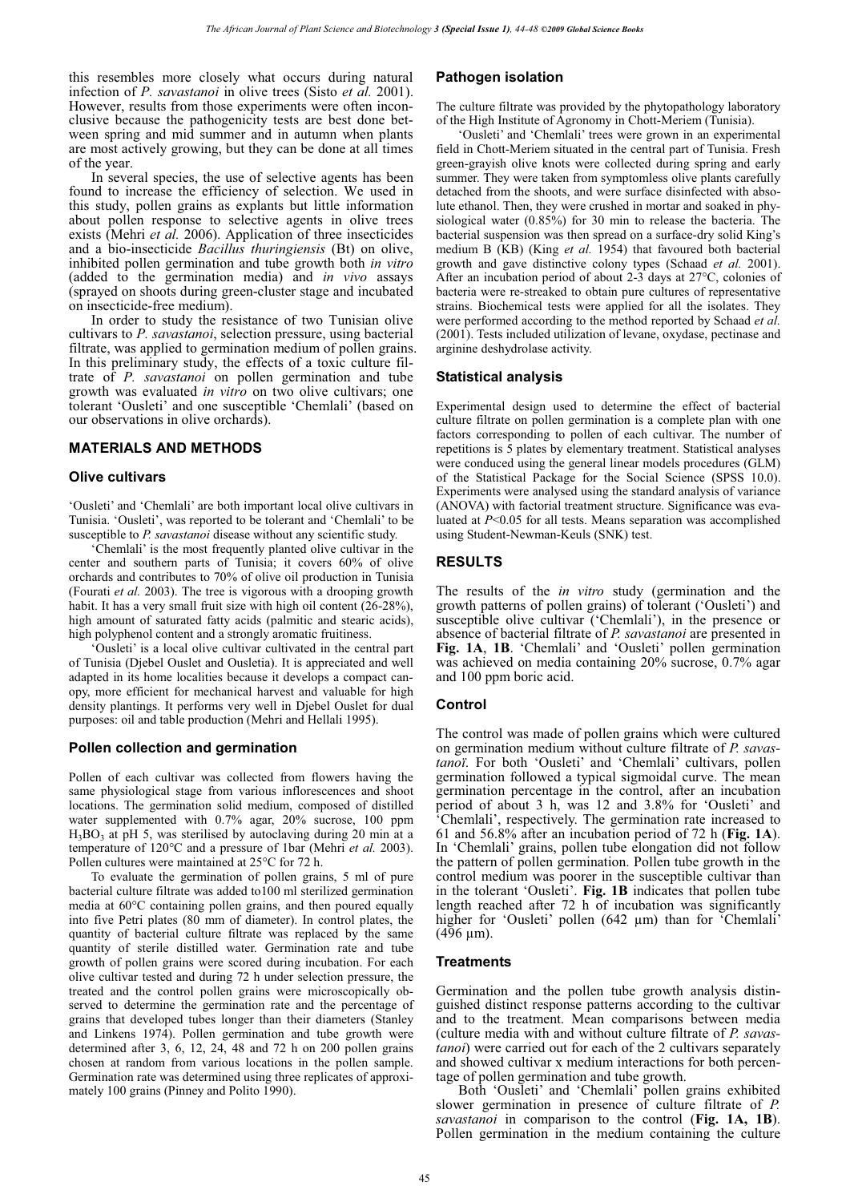this resembles more closely what occurs during natural infection of *P. savastanoi* in olive trees (Sisto *et al.* 2001). However, results from those experiments were often inconclusive because the pathogenicity tests are best done between spring and mid summer and in autumn when plants are most actively growing, but they can be done at all times of the year.

In several species, the use of selective agents has been found to increase the efficiency of selection. We used in this study, pollen grains as explants but little information about pollen response to selective agents in olive trees exists (Mehri *et al.* 2006). Application of three insecticides and a bio-insecticide *Bacillus thuringiensis* (Bt) on olive, inhibited pollen germination and tube growth both *in vitro* (added to the germination media) and *in vivo* assays (sprayed on shoots during green-cluster stage and incubated on insecticide-free medium).

In order to study the resistance of two Tunisian olive cultivars to *P. savastanoi*, selection pressure, using bacterial filtrate, was applied to germination medium of pollen grains. In this preliminary study, the effects of a toxic culture filtrate of *P. savastanoi* on pollen germination and tube growth was evaluated *in vitro* on two olive cultivars; one tolerant 'Ousleti' and one susceptible 'Chemlali' (based on our observations in olive orchards).

## MATERIALS AND METHODS

### Olive cultivars

'Ousleti' and 'Chemlali' are both important local olive cultivars in Tunisia. 'Ousleti', was reported to be tolerant and 'Chemlali' to be susceptible to *P. savastanoi* disease without any scientific study.

'Chemlali' is the most frequently planted olive cultivar in the center and southern parts of Tunisia; it covers 60% of olive orchards and contributes to 70% of olive oil production in Tunisia (Fourati *et al.* 2003). The tree is vigorous with a drooping growth habit. It has a very small fruit size with high oil content (26-28%), high amount of saturated fatty acids (palmitic and stearic acids), high polyphenol content and a strongly aromatic fruitiness.

'Ousleti' is a local olive cultivar cultivated in the central part of Tunisia (Djebel Ouslet and Ousletia). It is appreciated and well adapted in its home localities because it develops a compact canopy, more efficient for mechanical harvest and valuable for high density plantings. It performs very well in Djebel Ouslet for dual purposes: oil and table production (Mehri and Hellali 1995).

### Pollen collection and germination

Pollen of each cultivar was collected from flowers having the same physiological stage from various inflorescences and shoot locations. The germination solid medium, composed of distilled water supplemented with 0.7% agar, 20% sucrose, 100 ppm $H_3BO_3$ at pH 5, was sterilised by autoclaving during 20 min at a temperature of 120°C and a pressure of 1bar (Mehri *et al.* 2003). Pollen cultures were maintained at 25°C for 72 h.

To evaluate the germination of pollen grains, 5 ml of pure bacterial culture filtrate was added to100 ml sterilized germination media at 60°C containing pollen grains, and then poured equally into five Petri plates (80 mm of diameter). In control plates, the quantity of bacterial culture filtrate was replaced by the same quantity of sterile distilled water. Germination rate and tube growth of pollen grains were scored during incubation. For each olive cultivar tested and during 72 h under selection pressure, the treated and the control pollen grains were microscopically observed to determine the germination rate and the percentage of grains that developed tubes longer than their diameters (Stanley and Linkens 1974). Pollen germination and tube growth were determined after 3, 6, 12, 24, 48 and 72 h on 200 pollen grains chosen at random from various locations in the pollen sample. Germination rate was determined using three replicates of approximately 100 grains (Pinney and Polito 1990).

### Pathogen isolation

The culture filtrate was provided by the phytopathology laboratory of the High Institute of Agronomy in Chott-Meriem (Tunisia).

'Ousleti' and 'Chemlali' trees were grown in an experimental field in Chott-Meriem situated in the central part of Tunisia. Fresh green-grayish olive knots were collected during spring and early summer. They were taken from symptomless olive plants carefully detached from the shoots, and were surface disinfected with absolute ethanol. Then, they were crushed in mortar and soaked in physiological water (0.85%) for 30 min to release the bacteria. The bacterial suspension was then spread on a surface-dry solid King's medium B (KB) (King *et al.* 1954) that favoured both bacterial growth and gave distinctive colony types (Schaad *et al.* 2001). After an incubation period of about 2-3 days at 27°C, colonies of bacteria were re-streaked to obtain pure cultures of representative strains. Biochemical tests were applied for all the isolates. They were performed according to the method reported by Schaad *et al.* (2001). Tests included utilization of levane, oxydase, pectinase and arginine deshydrolase activity.

### Statistical analysis

Experimental design used to determine the effect of bacterial culture filtrate on pollen germination is a complete plan with one factors corresponding to pollen of each cultivar. The number of repetitions is 5 plates by elementary treatment. Statistical analyses were conducted using the general linear models procedures (GLM) of the Statistical Package for the Social Science (SPSS 10.0). Experiments were analysed using the standard analysis of variance (ANOVA) with factorial treatment structure. Significance was evaluated at $P<0.05$ for all tests. Means separation was accomplished using Student-Newman-Keuls (SNK) test.

## RESULTS

The results of the *in vitro* study (germination and the growth patterns of pollen grains) of tolerant ('Ousleti') and susceptible olive cultivar ('Chemlali'), in the presence or absence of bacterial filtrate of *P. savastanoi* are presented in **Fig. 1A**, **1B**. 'Chemlali' and 'Ousleti' pollen germination was achieved on media containing 20% sucrose, 0.7% agar and 100 ppm boric acid.

### Control

The control was made of pollen grains which were cultured on germination medium without culture filtrate of *P. savastanoï*. For both 'Ousleti' and 'Chemlali' cultivars, pollen germination followed a typical sigmoidal curve. The mean germination percentage in the control, after an incubation period of about 3 h, was 12 and 3.8% for 'Ousleti' and 'Chemlali', respectively. The germination rate increased to 61 and 56.8% after an incubation period of 72 h (**Fig. 1A**). In 'Chemlali' grains, pollen tube elongation did not follow the pattern of pollen germination. Pollen tube growth in the control medium was poorer in the susceptible cultivar than in the tolerant 'Ousleti'. **Fig. 1B** indicates that pollen tube length reached after 72 h of incubation was significantly higher for 'Ousleti' pollen (642 µm) than for 'Chemlali' (496 µm).

### Treatments

Germination and the pollen tube growth analysis distinguished distinct response patterns according to the cultivar and to the treatment. Mean comparisons between media (culture media with and without culture filtrate of *P. savastanoi*) were carried out for each of the 2 cultivars separately and showed cultivar x medium interactions for both percentage of pollen germination and tube growth.

Both 'Ousleti' and 'Chemlali' pollen grains exhibited slower germination in presence of culture filtrate of *P. savastanoi* in comparison to the control (**Fig. 1A, 1B**). Pollen germination in the medium containing the culture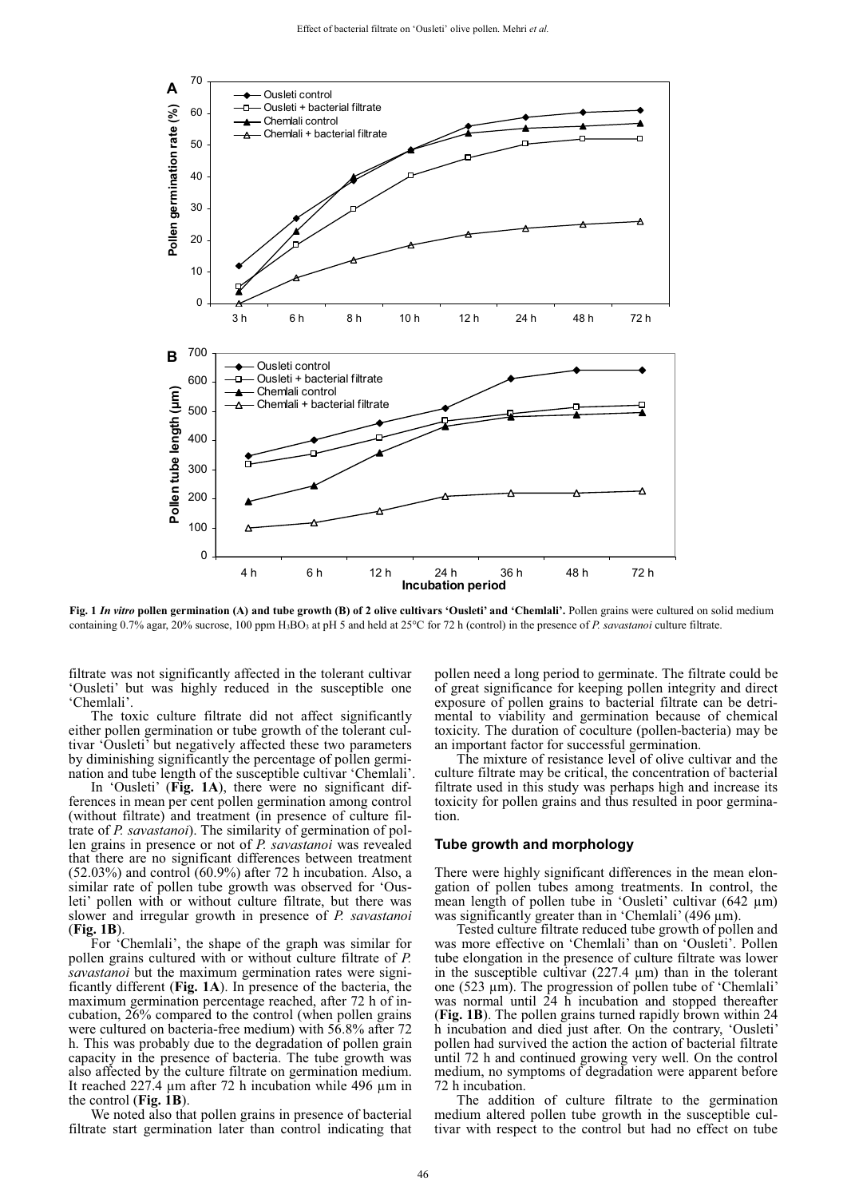**Fig. 1** ***In vitro*** **pollen germination (A) and tube growth (B) of 2 olive cultivars 'Ousleti' and 'Chemlali'.** Pollen grains were cultured on solid medium containing 0.7% agar, 20% sucrose, 100 ppm $H_3BO_3$ at pH 5 and held at 25°C for 72 h (control) in the presence of *P. savastanoi* culture filtrate.

filtrate was not significantly affected in the tolerant cultivar 'Ousleti' but was highly reduced in the susceptible one 'Chemlali'.

The toxic culture filtrate did not affect significantly either pollen germination or tube growth of the tolerant cultivar 'Ousleti' but negatively affected these two parameters by diminishing significantly the percentage of pollen germination and tube length of the susceptible cultivar 'Chemlali'.

In 'Ousleti' (**Fig. 1A**), there were no significant differences in mean per cent pollen germination among control (without filtrate) and treatment (in presence of culture filtrate of *P. savastanoi*). The similarity of germination of pollen grains in presence or not of *P. savastanoi* was revealed that there are no significant differences between treatment (52.03%) and control (60.9%) after 72 h incubation. Also, a similar rate of pollen tube growth was observed for 'Ousleti' pollen with or without culture filtrate, but there was slower and irregular growth in presence of *P. savastanoi* (**Fig. 1B**).

For 'Chemlali', the shape of the graph was similar for pollen grains cultured with or without culture filtrate of *P. savastanoi* but the maximum germination rates were significantly different (**Fig. 1A**). In presence of the bacteria, the maximum germination percentage reached, after 72 h of incubation, 26% compared to the control (when pollen grains were cultured on bacteria-free medium) with 56.8% after 72 h. This was probably due to the degradation of pollen grain capacity in the presence of bacteria. The tube growth was also affected by the culture filtrate on germination medium. It reached 227.4 µm after 72 h incubation while 496 µm in the control (**Fig. 1B**).

We noted also that pollen grains in presence of bacterial filtrate start germination later than control indicating that pollen need a long period to germinate. The filtrate could be of great significance for keeping pollen integrity and direct exposure of pollen grains to bacterial filtrate can be detrimental to viability and germination because of chemical toxicity. The duration of coculture (pollen-bacteria) may be an important factor for successful germination.

The mixture of resistance level of olive cultivar and the culture filtrate may be critical, the concentration of bacterial filtrate used in this study was perhaps high and increase its toxicity for pollen grains and thus resulted in poor germination.

### Tube growth and morphology

There were highly significant differences in the mean elongation of pollen tubes among treatments. In control, the mean length of pollen tube in 'Ousleti' cultivar (642 µm) was significantly greater than in 'Chemlali' (496 µm).

Tested culture filtrate reduced tube growth of pollen and was more effective on 'Chemlali' than on 'Ousleti'. Pollen tube elongation in the presence of culture filtrate was lower in the susceptible cultivar (227.4 µm) than in the tolerant one (523 µm). The progression of pollen tube of 'Chemlali' was normal until 24 h incubation and stopped thereafter (**Fig. 1B**). The pollen grains turned rapidly brown within 24 h incubation and died just after. On the contrary, 'Ousleti' pollen had survived the action the action of bacterial filtrate until 72 h and continued growing very well. On the control medium, no symptoms of degradation were apparent before 72 h incubation.

The addition of culture filtrate to the germination medium altered pollen tube growth in the susceptible cultivar with respect to the control but had no effect on tube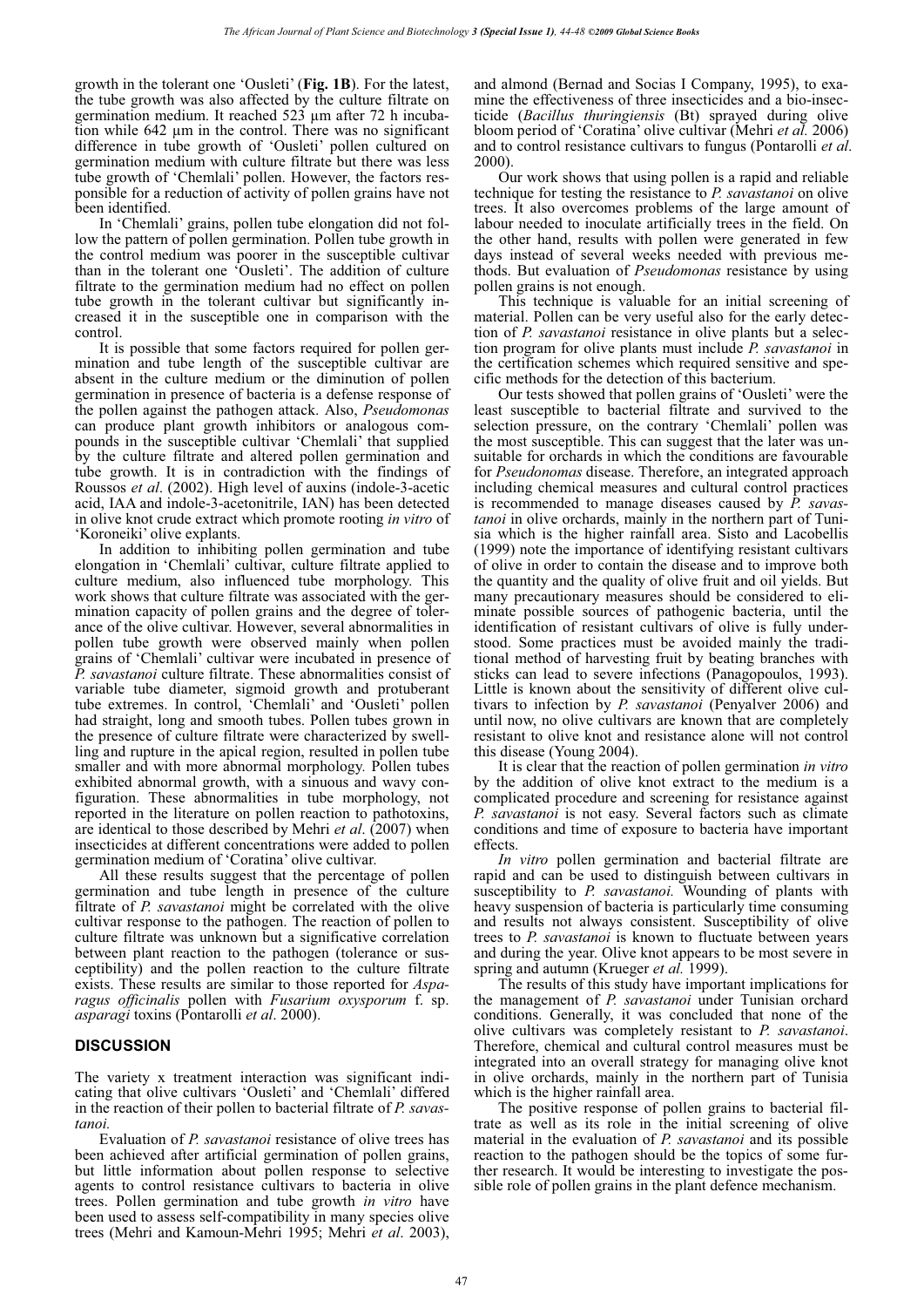growth in the tolerant one 'Ousleti' (**Fig. 1B**). For the latest, the tube growth was also affected by the culture filtrate on germination medium. It reached 523 µm after 72 h incubation while 642 µm in the control. There was no significant difference in tube growth of 'Ousleti' pollen cultured on germination medium with culture filtrate but there was less tube growth of 'Chemlali' pollen. However, the factors responsible for a reduction of activity of pollen grains have not been identified.

In 'Chemlali' grains, pollen tube elongation did not follow the pattern of pollen germination. Pollen tube growth in the control medium was poorer in the susceptible cultivar than in the tolerant one 'Ousleti'. The addition of culture filtrate to the germination medium had no effect on pollen tube growth in the tolerant cultivar but significantly increased it in the susceptible one in comparison with the control.

It is possible that some factors required for pollen germination and tube length of the susceptible cultivar are absent in the culture medium or the diminution of pollen germination in presence of bacteria is a defense response of the pollen against the pathogen attack. Also, *Pseudomonas* can produce plant growth inhibitors or analogous compounds in the susceptible cultivar 'Chemlali' that supplied by the culture filtrate and altered pollen germination and tube growth. It is in contradiction with the findings of Roussos *et al*. (2002). High level of auxins (indole-3-acetic acid, IAA and indole-3-acetonitrile, IAN) has been detected in olive knot crude extract which promote rooting *in vitro* of 'Koroneiki' olive explants.

In addition to inhibiting pollen germination and tube elongation in 'Chemlali' cultivar, culture filtrate applied to culture medium, also influenced tube morphology. This work shows that culture filtrate was associated with the germination capacity of pollen grains and the degree of tolerance of the olive cultivar. However, several abnormalities in pollen tube growth were observed mainly when pollen grains of 'Chemlali' cultivar were incubated in presence of *P. savastanoi* culture filtrate. These abnormalities consist of variable tube diameter, sigmoid growth and protuberant tube extremes. In control, 'Chemlali' and 'Ousleti' pollen had straight, long and smooth tubes. Pollen tubes grown in the presence of culture filtrate were characterized by swelling and rupture in the apical region, resulted in pollen tube smaller and with more abnormal morphology. Pollen tubes exhibited abnormal growth, with a sinuous and wavy configuration. These abnormalities in tube morphology, not reported in the literature on pollen reaction to pathotoxins, are identical to those described by Mehri *et al*. (2007) when insecticides at different concentrations were added to pollen germination medium of 'Coratina' olive cultivar.

All these results suggest that the percentage of pollen germination and tube length in presence of the culture filtrate of *P. savastanoi* might be correlated with the olive cultivar response to the pathogen. The reaction of pollen to culture filtrate was unknown but a significative correlation between plant reaction to the pathogen (tolerance or susceptibility) and the pollen reaction to the culture filtrate exists. These results are similar to those reported for *Asparagus officinalis* pollen with *Fusarium oxysporum* f. sp. *asparagi* toxins (Pontarolli *et al*. 2000).

## DISCUSSION

The variety x treatment interaction was significant indicating that olive cultivars 'Ousleti' and 'Chemlali' differed in the reaction of their pollen to bacterial filtrate of *P. savastanoi.*

Evaluation of *P. savastanoi* resistance of olive trees has been achieved after artificial germination of pollen grains, but little information about pollen response to selective agents to control resistance cultivars to bacteria in olive trees. Pollen germination and tube growth *in vitro* have been used to assess self-compatibility in many species olive trees (Mehri and Kamoun-Mehri 1995; Mehri *et al*. 2003), and almond (Bernad and Socias I Company, 1995), to examine the effectiveness of three insecticides and a bio-insecticide (*Bacillus thuringiensis* (Bt) sprayed during olive bloom period of 'Coratina' olive cultivar (Mehri *et al.* 2006) and to control resistance cultivars to fungus (Pontarolli *et al*. 2000).

Our work shows that using pollen is a rapid and reliable technique for testing the resistance to *P. savastanoi* on olive trees. It also overcomes problems of the large amount of labour needed to inoculate artificially trees in the field. On the other hand, results with pollen were generated in few days instead of several weeks needed with previous methods. But evaluation of *Pseudomonas* resistance by using pollen grains is not enough.

This technique is valuable for an initial screening of material. Pollen can be very useful also for the early detection of *P. savastanoi* resistance in olive plants but a selection program for olive plants must include *P. savastanoi* in the certification schemes which required sensitive and specific methods for the detection of this bacterium.

Our tests showed that pollen grains of 'Ousleti' were the least susceptible to bacterial filtrate and survived to the selection pressure, on the contrary 'Chemlali' pollen was the most susceptible. This can suggest that the later was unsuitable for orchards in which the conditions are favourable for *Pseudomonas* disease. Therefore, an integrated approach including chemical measures and cultural control practices is recommended to manage diseases caused by *P. savastanoi* in olive orchards, mainly in the northern part of Tunisia which is the higher rainfall area. Sisto and Lacobellis (1999) note the importance of identifying resistant cultivars of olive in order to contain the disease and to improve both the quantity and the quality of olive fruit and oil yields. But many precautionary measures should be considered to eliminate possible sources of pathogenic bacteria, until the identification of resistant cultivars of olive is fully understood. Some practices must be avoided mainly the traditional method of harvesting fruit by beating branches with sticks can lead to severe infections (Panagopoulos, 1993). Little is known about the sensitivity of different olive cultivars to infection by *P. savastanoi* (Penyalver 2006) and until now, no olive cultivars are known that are completely resistant to olive knot and resistance alone will not control this disease (Young 2004).

It is clear that the reaction of pollen germination *in vitro* by the addition of olive knot extract to the medium is a complicated procedure and screening for resistance against *P. savastanoi* is not easy. Several factors such as climate conditions and time of exposure to bacteria have important effects.

*In vitro* pollen germination and bacterial filtrate are rapid and can be used to distinguish between cultivars in susceptibility to *P. savastanoi.* Wounding of plants with heavy suspension of bacteria is particularly time consuming and results not always consistent. Susceptibility of olive trees to *P. savastanoi* is known to fluctuate between years and during the year. Olive knot appears to be most severe in spring and autumn (Krueger *et al.* 1999).

The results of this study have important implications for the management of *P. savastanoi* under Tunisian orchard conditions. Generally, it was concluded that none of the olive cultivars was completely resistant to *P. savastanoi*. Therefore, chemical and cultural control measures must be integrated into an overall strategy for managing olive knot in olive orchards, mainly in the northern part of Tunisia which is the higher rainfall area.

The positive response of pollen grains to bacterial filtrate as well as its role in the initial screening of olive material in the evaluation of *P. savastanoi* and its possible reaction to the pathogen should be the topics of some further research. It would be interesting to investigate the possible role of pollen grains in the plant defence mechanism.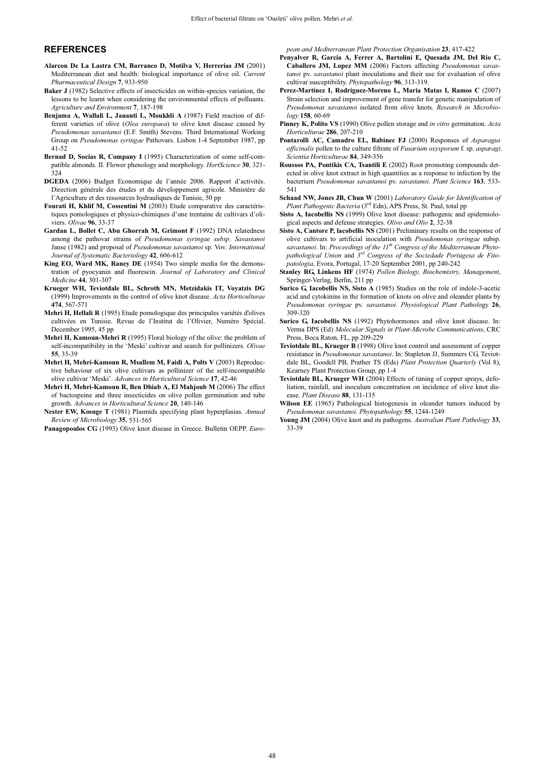## REFERENCES

**Alarcon De La Lastra CM, Barranco D, Motilva V, Herrerias JM** (2001) Mediterranean diet and health: biological importance of olive oil. *Current Pharmaceutical Design* **7**, 933-950

**Baker J** (1982) Selective effects of insecticides on within-species variation, the lessons to be learnt when considering the environmental effects of pollutants. *Agriculture and Environment* **7**, 187-198

**Benjama A, Wallali L, Jananti L, Moukhli A** (1987) Field reaction of different varieties of olive (*Olea europaea*) to olive knot disease caused by *Pseudomonas savastanoi* (E.F. Smith) Stevens. Third International Working Group on *Pseudomonas syringae* Pathovars. Lisbon 1-4 September 1987, pp 41-52

**Bernad D, Socias R, Company I** (1995) Characterization of some self-compatible almonds. II. Flower phenology and morphology. *HortScience* **30**, 321-324

**DGEDA** (2006) Budget Economique de l'année 2006. Rapport d'activités. Direction générale des études et du développement agricole. Ministère de l'Agriculture et des ressources hydrauliques de Tunisie, 50 pp

**Fourati H, Khlif M, Cossentini M** (2003) Etude comparative des caractéristiques pomologiques et physico-chimiques d'une trentaine de cultivars d'oliviers. *Olivae* **96**, 33-37

**Gardan L, Bollet C, Abu Ghorrah M, Grimont F** (1992) DNA relatedness among the pathovar strains of *Pseudomonas syringae subsp. Savastanoi* Janse (1982) and proposal of *Pseudomonas savastanoi* sp. Vov. *International Journal of Systematic Bacteriology* **42**, 606-612

**King EO, Ward MK, Raney DE** (1954) Two simple media for the demonstration of pyocyanin and fluorescin. *Journal of Laboratory and Clinical Medicine* **44**, 301-307

**Krueger WH, Teviotdale BL, Schroth MN, Metzidakis IT, Voyatzis DG** (1999) Improvements in the control of olive knot disease. *Acta Horticulturae* **474**, 567-571

**Mehri H, Hellali R** (1995) Etude pomologique des principales variétés d'olives cultivées en Tunisie. Revue de l'Institut de l'Olivier, Numéro Spécial. December 1995, 45 pp

**Mehri H, Kamoun-Mehri R** (1995) Floral biology of the olive: the problem of self-incompatibility in the 'Meski' cultivar and search for pollinizers. *Olivae* **55**, 35-39

**Mehri H, Mehri-Kamoun R, Msallem M, Faidi A, Polts V** (2003) Reproductive behaviour of six olive cultivars as pollinizer of the self-incompatible olive cultivar 'Meski'. *Advances in Horticultural Science* **17**, 42-46

**Mehri H, Mehri-Kamoun R, Ben Dhiab A, El Mahjoub M** (2006) The effect of bactospeine and three insecticides on olive pollen germination and tube growth. *Advances in Horticultural Science* **20**, 140-146

**Nester EW, Kosuge T** (1981) Plasmids specifying plant hyperplasias. *Annual Review of Microbiology* **35**, 531-565

**Panagopoulos CG** (1993) Olive knot disease in Greece. Bulletin OEPP. *European and Mediterranean Plant Protection Organisation* **23**, 417-422

**Penyalver R, Garcia A, Ferrer A, Bartolini E, Quesada JM, Del Río C, Caballero JM, Lopez MM** (2006) Factors affecting *Pseudomonas savastanoi* pv. *savastanoi* plant inoculations and their use for evaluation of olive cultivar susceptibility. *Phytopathology* **96**, 313-319.

**Perez-Martínez I, Rodriguez-Moreno L, Maria Matas I, Ramos C** (2007) Strain selection and improvement of gene transfer for genetic manipulation of *Pseudomonas savastanoi* isolated from olive knots. *Research in Microbiology* **158**, 60-69

**Pinney K, Polito VS** (1990) Olive pollen storage and *in vitro* germination. *Acta Horticulturae* **286**, 207-210

**Pontarolli AC, Camadro EL, Babinec FJ** (2000) Responses of *Asparagus officinalis* pollen to the culture filtrate of *Fusarium oxysporum* f. sp. *asparagi*. *Scientia Horticulturae* **84**, 349-356

**Roussos PA, Pontikis CA, Tsantili E** (2002) Root promoting compounds detected in olive knot extract in high quantities as a response to infection by the bacterium *Pseudomonas savastanoi* pv. *savastanoi. Plant Science* **163**, 533-541

**Schaad NW, Jones JB, Chun W** (2001) *Laboratory Guide for Identification of Plant Pathogenic Bacteria* (3rd Edn), APS Press, St. Paul, total pp

**Sisto A, Iacobellis NS** (1999) Olive knot disease: pathogenic and epidemiological aspects and defense strategies. *Olivo and Olio* **2**, 32-38

**Sisto A, Cantore P, Iacobellis NS** (2001) Preliminary results on the response of olive cultivars to artificial inoculation with *Pseudomonas syringae* subsp. *savastanoi*. In: *Proceedings of the 11th Congress of the Mediterranean Phytopathological Union* and *3rd Congress of the Sociedade Portugesa de Fitopatologia*, Evora, Portugal, 17-20 September 2001, pp 240-242

**Stanley RG, Linkens HF** (1974) *Pollen Biology, Biochemistry, Management*, Springer-Verlag, Berlin, 211 pp

**Surico G, Iacobellis NS, Sisto A** (1985) Studies on the role of indole-3-acetic acid and cytokinins in the formation of knots on olive and oleander plants by *Pseudomonas syringae* pv. *savastanoi. Physiological Plant Pathol*ogy **26**, 309-320

**Surico G, Iacobellis NS** (1992) Phytohormones and olive knot disease. In: Verma DPS (Ed) *Molecular Signals in Plant-Microbe Communications*, CRC Press, Boca Raton, FL, pp 209-229

**Teviotdale BL, Krueger B** (1998) Olive knot control and assessment of copper resistance in *Pseudomonas savastanoi*. In: Stapleton JJ, Summers CG, Teviotdale BL, Goodell PB, Prather TS (Eds) *Plant Protection Quarterly* (Vol 8), Kearney Plant Protection Group, pp 1-4

**Teviotdale BL, Krueger WH** (2004) Effects of timing of copper sprays, defoliation, rainfall, and inoculum concentration on incidence of olive knot disease. *Plant Disease* **88**, 131-135

**Wilson EE** (1965) Pathological histogenesis in oleander tumors induced by *Pseudomonas savastanoi. Phytopathology* **55**, 1244-1249

**Young JM** (2004) Olive knot and its pathogens. *Australian Plant Pathology* **33**, 33-39